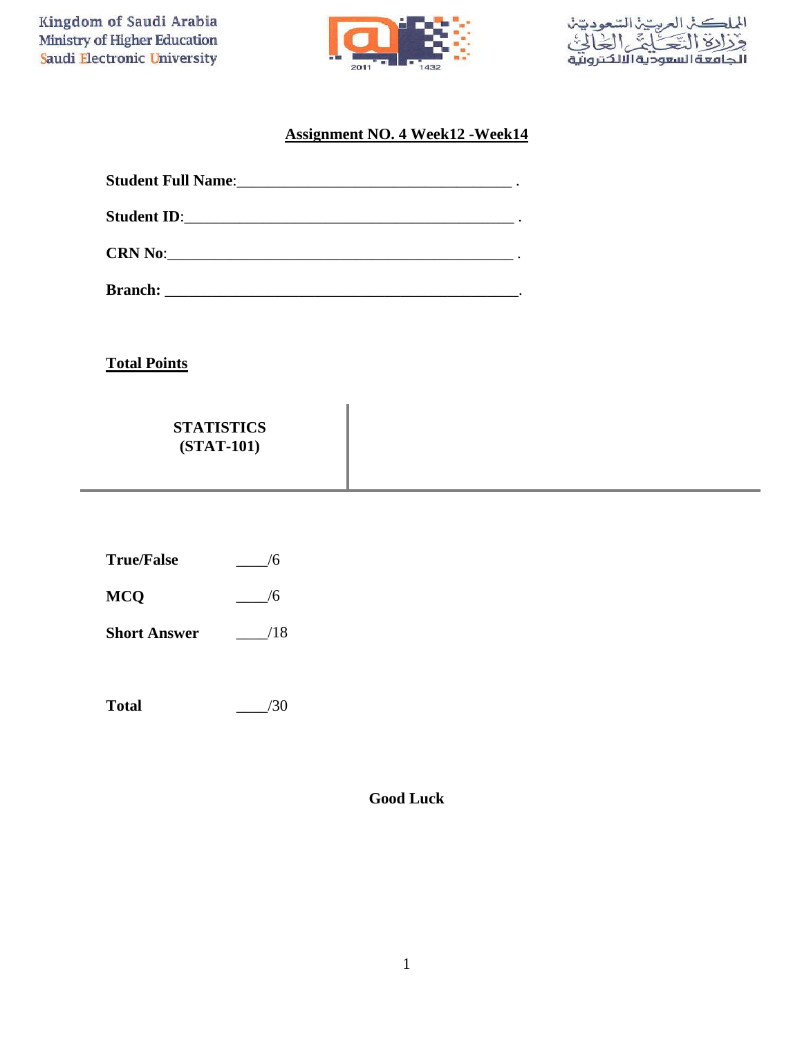Kingdom of Saudi Arabia
Ministry of Higher Education
Saudi Electronic University

المملكة العربية السعودية
وزارة التعليم العالي
الجامعة السعودية الالكترونية

## Assignment NO. 4 Week12 -Week14

**Student Full Name**:____________________________________ .

**Student ID**:____________________________________________ .

**CRN No**:______________________________________________ .

**Branch:** ______________________________________________.

**Total Points**

**STATISTICS (STAT-101)**

| | |
|---|---|
| **True/False** | ____/6 |
| **MCQ** | ____/6 |
| **Short Answer** | ____/18 |
| **Total** | ____/30 |

**Good Luck**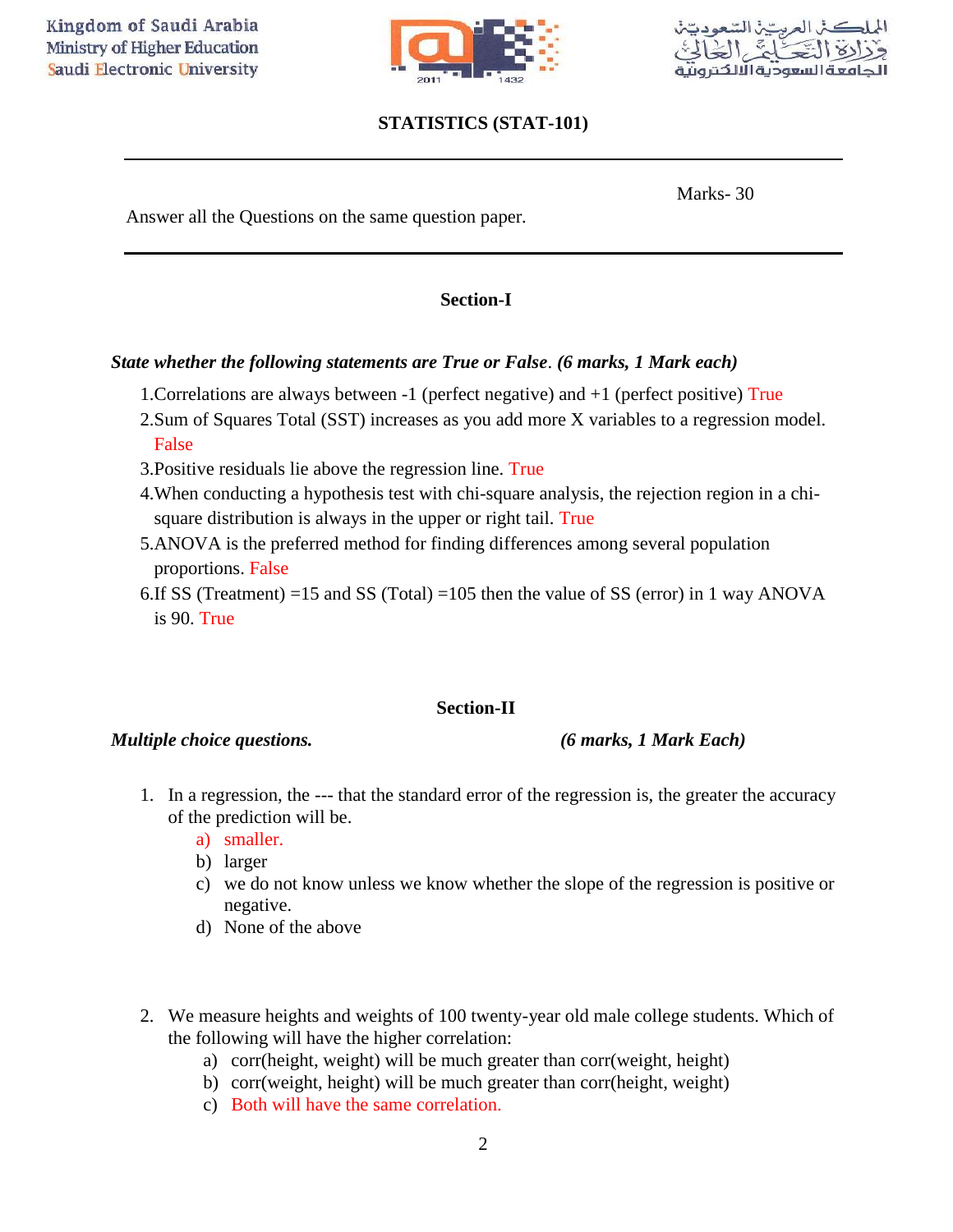Kingdom of Saudi Arabia
Ministry of Higher Education
Saudi Electronic University

المملكة العربية السعودية
وزارة التعليم العالي
الجامعة السعودية الالكترونية

## STATISTICS (STAT-101)

Marks- 30

Answer all the Questions on the same question paper.

### Section-I

***State whether the following statements are True or False. (6 marks, 1 Mark each)***

1. Correlations are always between -1 (perfect negative) and +1 (perfect positive) True
2. Sum of Squares Total (SST) increases as you add more X variables to a regression model. False
3. Positive residuals lie above the regression line. True
4. When conducting a hypothesis test with chi-square analysis, the rejection region in a chi-square distribution is always in the upper or right tail. True
5. ANOVA is the preferred method for finding differences among several population proportions. False
6. If SS (Treatment) =15 and SS (Total) =105 then the value of SS (error) in 1 way ANOVA is 90. True

### Section-II

***Multiple choice questions.*** ***(6 marks, 1 Mark Each)***

1. In a regression, the --- that the standard error of the regression is, the greater the accuracy of the prediction will be.
   a) smaller.
   b) larger
   c) we do not know unless we know whether the slope of the regression is positive or negative.
   d) None of the above

2. We measure heights and weights of 100 twenty-year old male college students. Which of the following will have the higher correlation:
   a) corr(height, weight) will be much greater than corr(weight, height)
   b) corr(weight, height) will be much greater than corr(height, weight)
   c) Both will have the same correlation.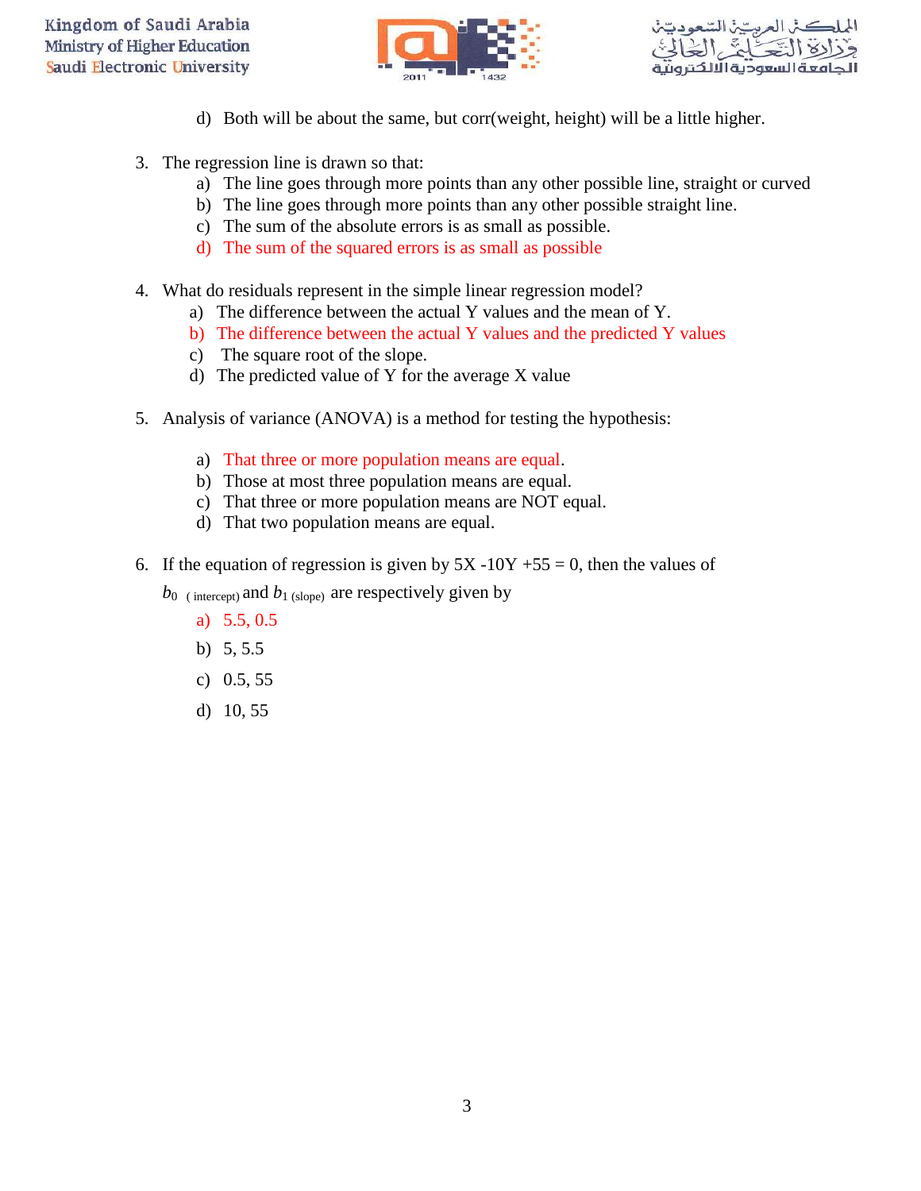d) Both will be about the same, but corr(weight, height) will be a little higher.

3. The regression line is drawn so that:
   a) The line goes through more points than any other possible line, straight or curved
   b) The line goes through more points than any other possible straight line.
   c) The sum of the absolute errors is as small as possible.
   d) The sum of the squared errors is as small as possible

4. What do residuals represent in the simple linear regression model?
   a) The difference between the actual Y values and the mean of Y.
   b) The difference between the actual Y values and the predicted Y values
   c) The square root of the slope.
   d) The predicted value of Y for the average X value

5. Analysis of variance (ANOVA) is a method for testing the hypothesis:

   a) That three or more population means are equal.
   b) Those at most three population means are equal.
   c) That three or more population means are NOT equal.
   d) That two population means are equal.

6. If the equation of regression is given by 5X -10Y +55 = 0, then the values of $b_0$ (intercept) and $b_1$ (slope) are respectively given by
   a) 5.5, 0.5
   b) 5, 5.5
   c) 0.5, 55
   d) 10, 55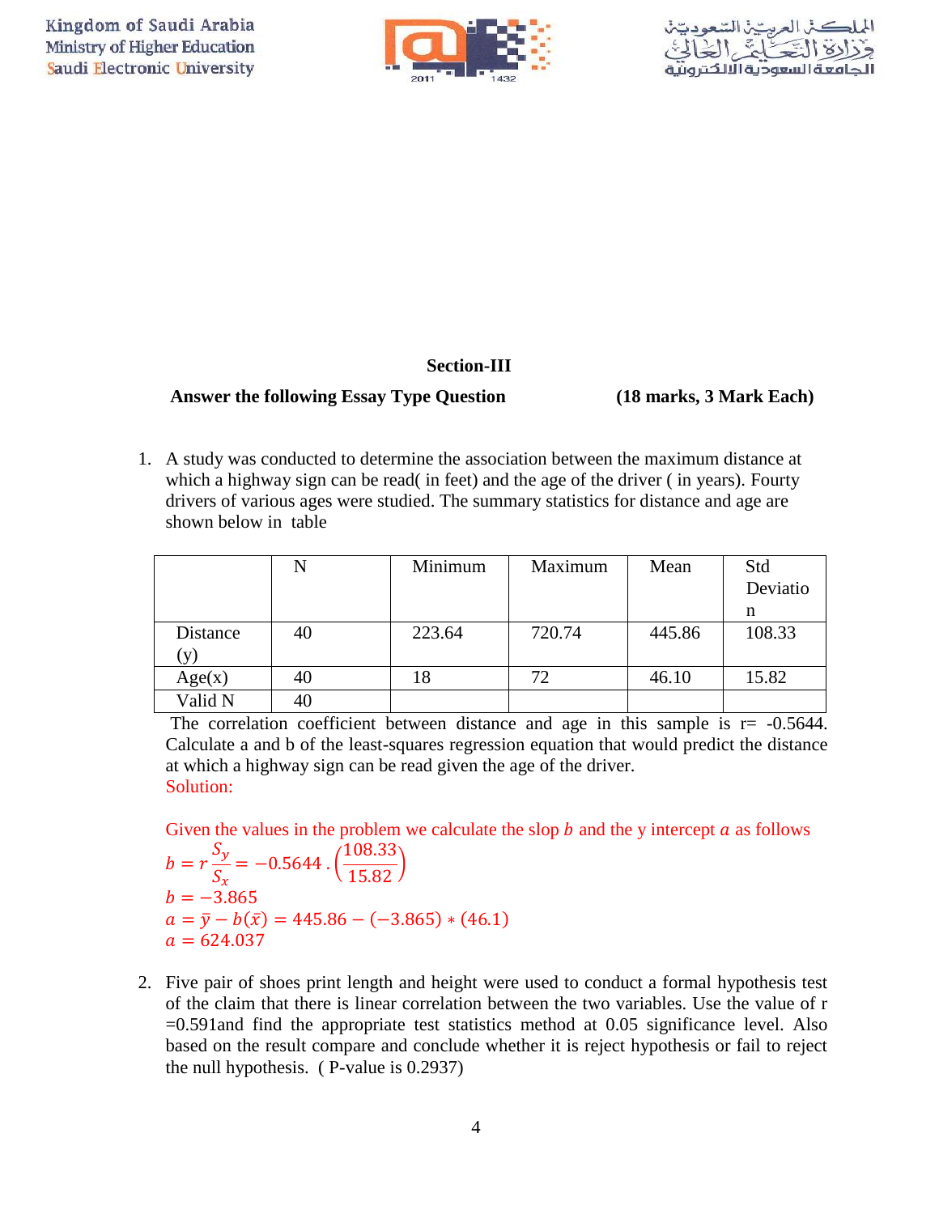## Section-III

**Answer the following Essay Type Question** **(18 marks, 3 Mark Each)**

1. A study was conducted to determine the association between the maximum distance at which a highway sign can be read( in feet) and the age of the driver ( in years). Fourty drivers of various ages were studied. The summary statistics for distance and age are shown below in table

| | N | Minimum | Maximum | Mean | Std Deviation |
|---|---|---|---|---|---|
| Distance (y) | 40 | 223.64 | 720.74 | 445.86 | 108.33 |
| Age(x) | 40 | 18 | 72 | 46.10 | 15.82 |
| Valid N | 40 | | | | |

The correlation coefficient between distance and age in this sample is r= -0.5644. Calculate a and b of the least-squares regression equation that would predict the distance at which a highway sign can be read given the age of the driver.

Solution:

Given the values in the problem we calculate the slop $b$ and the y intercept $a$ as follows

$$b = r\frac{S_y}{S_x} = -0.5644 \, . \left(\frac{108.33}{15.82}\right)$$

$$b = -3.865$$

$$a = \bar{y} - b(\bar{x}) = 445.86 - (-3.865) * (46.1)$$

$$a = 624.037$$

2. Five pair of shoes print length and height were used to conduct a formal hypothesis test of the claim that there is linear correlation between the two variables. Use the value of r =0.591and find the appropriate test statistics method at 0.05 significance level. Also based on the result compare and conclude whether it is reject hypothesis or fail to reject the null hypothesis. ( P-value is 0.2937)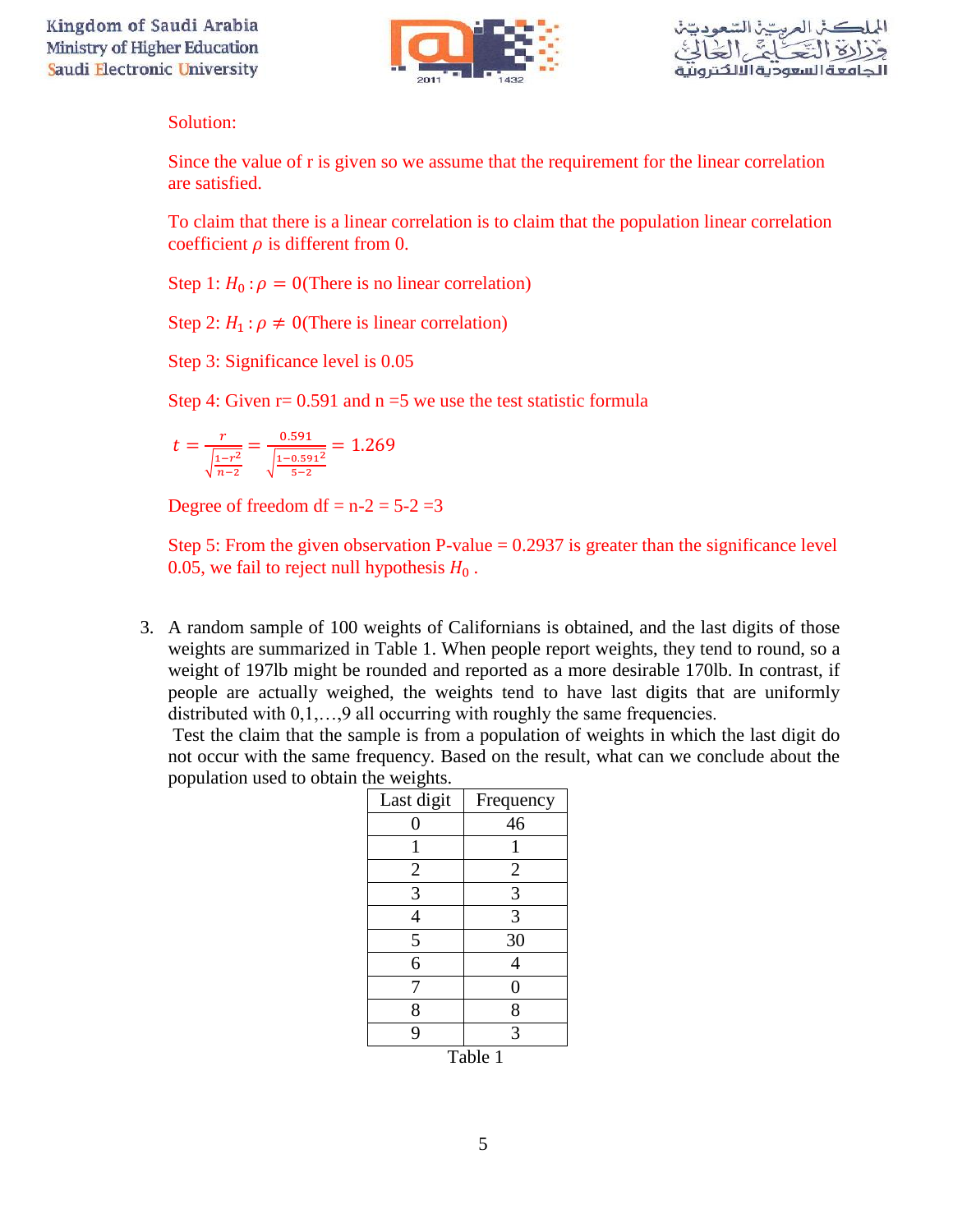Solution:

Since the value of r is given so we assume that the requirement for the linear correlation are satisfied.

To claim that there is a linear correlation is to claim that the population linear correlation coefficient $\rho$ is different from 0.

Step 1: $H_0 : \rho = 0$(There is no linear correlation)

Step 2: $H_1 : \rho \neq 0$(There is linear correlation)

Step 3: Significance level is 0.05

Step 4: Given r= 0.591 and n =5 we use the test statistic formula

$$t = \frac{r}{\sqrt{\frac{1-r^2}{n-2}}} = \frac{0.591}{\sqrt{\frac{1-0.591^2}{5-2}}} = 1.269$$

Degree of freedom df = n-2 = 5-2 =3

Step 5: From the given observation P-value = 0.2937 is greater than the significance level 0.05, we fail to reject null hypothesis $H_0$ .

3. A random sample of 100 weights of Californians is obtained, and the last digits of those weights are summarized in Table 1. When people report weights, they tend to round, so a weight of 197lb might be rounded and reported as a more desirable 170lb. In contrast, if people are actually weighed, the weights tend to have last digits that are uniformly distributed with 0,1,…,9 all occurring with roughly the same frequencies.
   Test the claim that the sample is from a population of weights in which the last digit do not occur with the same frequency. Based on the result, what can we conclude about the population used to obtain the weights.

| Last digit | Frequency |
|---|---|
| 0 | 46 |
| 1 | 1 |
| 2 | 2 |
| 3 | 3 |
| 4 | 3 |
| 5 | 30 |
| 6 | 4 |
| 7 | 0 |
| 8 | 8 |
| 9 | 3 |

Table 1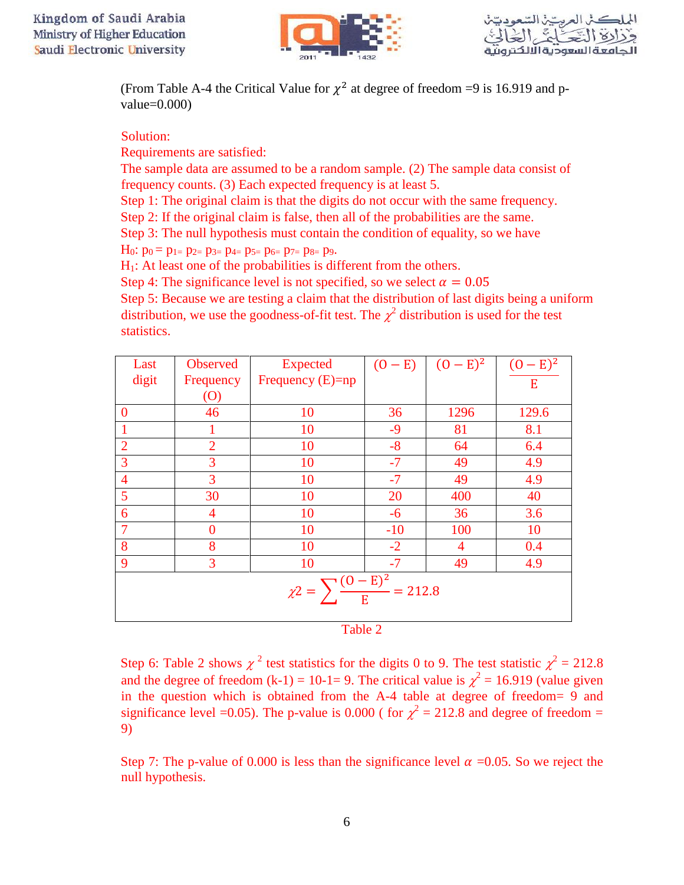(From Table A-4 the Critical Value for $\chi^2$ at degree of freedom =9 is 16.919 and p-value=0.000)

Solution:
Requirements are satisfied:
The sample data are assumed to be a random sample. (2) The sample data consist of frequency counts. (3) Each expected frequency is at least 5.
Step 1: The original claim is that the digits do not occur with the same frequency.
Step 2: If the original claim is false, then all of the probabilities are the same.
Step 3: The null hypothesis must contain the condition of equality, so we have
$H_0$: $p_0 = p_1 = p_2 = p_3 = p_4 = p_5 = p_6 = p_7 = p_8 = p_9$.
$H_1$: At least one of the probabilities is different from the others.
Step 4: The significance level is not specified, so we select $\alpha = 0.05$
Step 5: Because we are testing a claim that the distribution of last digits being a uniform distribution, we use the goodness-of-fit test. The $\chi^2$ distribution is used for the test statistics.

| Last digit | Observed Frequency (O) | Expected Frequency (E)=np | $(O - E)$ | $(O - E)^2$ | $\frac{(O - E)^2}{E}$ |
|---|---|---|---|---|---|
| 0 | 46 | 10 | 36 | 1296 | 129.6 |
| 1 | 1 | 10 | -9 | 81 | 8.1 |
| 2 | 2 | 10 | -8 | 64 | 6.4 |
| 3 | 3 | 10 | -7 | 49 | 4.9 |
| 4 | 3 | 10 | -7 | 49 | 4.9 |
| 5 | 30 | 10 | 20 | 400 | 40 |
| 6 | 4 | 10 | -6 | 36 | 3.6 |
| 7 | 0 | 10 | -10 | 100 | 10 |
| 8 | 8 | 10 | -2 | 4 | 0.4 |
| 9 | 3 | 10 | -7 | 49 | 4.9 |
| $\chi 2 = \sum \frac{(O - E)^2}{E} = 212.8$ | | | | | |

Table 2

Step 6: Table 2 shows $\chi^2$ test statistics for the digits 0 to 9. The test statistic $\chi^2$ = 212.8 and the degree of freedom (k-1) = 10-1= 9. The critical value is $\chi^2$ = 16.919 (value given in the question which is obtained from the A-4 table at degree of freedom= 9 and significance level =0.05). The p-value is 0.000 ( for $\chi^2$ = 212.8 and degree of freedom = 9)

Step 7: The p-value of 0.000 is less than the significance level $\alpha$ =0.05. So we reject the null hypothesis.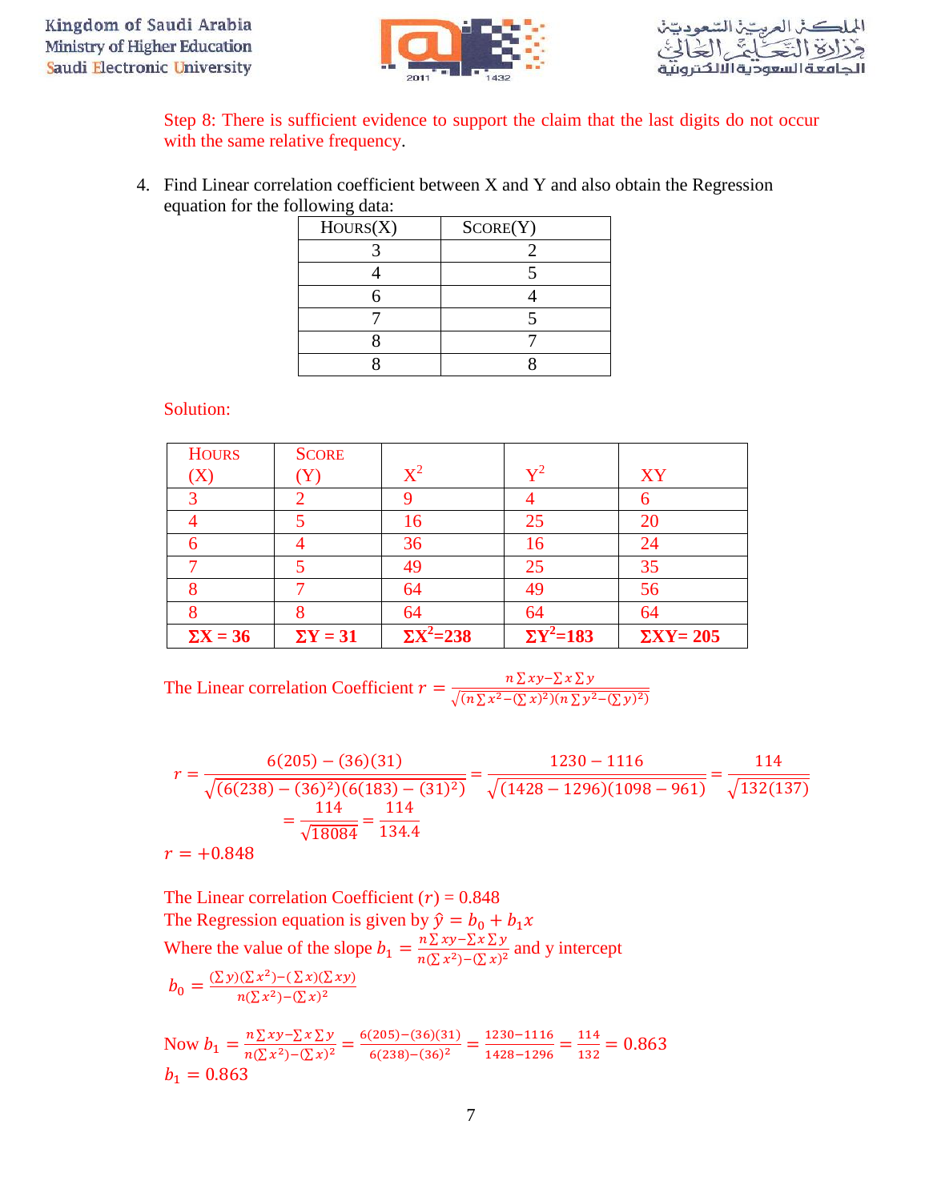Step 8: There is sufficient evidence to support the claim that the last digits do not occur with the same relative frequency.

4. Find Linear correlation coefficient between X and Y and also obtain the Regression equation for the following data:

| HOURS(X) | SCORE(Y) |
|---|---|
| 3 | 2 |
| 4 | 5 |
| 6 | 4 |
| 7 | 5 |
| 8 | 7 |
| 8 | 8 |

Solution:

| HOURS (X) | SCORE (Y) | $X^2$ | $Y^2$ | XY |
|---|---|---|---|---|
| 3 | 2 | 9 | 4 | 6 |
| 4 | 5 | 16 | 25 | 20 |
| 6 | 4 | 36 | 16 | 24 |
| 7 | 5 | 49 | 25 | 35 |
| 8 | 7 | 64 | 49 | 56 |
| 8 | 8 | 64 | 64 | 64 |
| **ΣX = 36** | **ΣY = 31** | **$\Sigma X^2$=238** | **$\Sigma Y^2$=183** | **ΣXY= 205** |

The Linear correlation Coefficient $r = \frac{n\sum xy - \sum x \sum y}{\sqrt{(n\sum x^2 - (\sum x)^2)(n\sum y^2 - (\sum y)^2)}}$

$$r = \frac{6(205) - (36)(31)}{\sqrt{(6(238) - (36)^2)(6(183) - (31)^2)}} = \frac{1230 - 1116}{\sqrt{(1428 - 1296)(1098 - 961)}} = \frac{114}{\sqrt{132(137)}}$$

$$= \frac{114}{\sqrt{18084}} = \frac{114}{134.4}$$

$r = +0.848$

The Linear correlation Coefficient $(r)$ = 0.848

The Regression equation is given by $\hat{y} = b_0 + b_1 x$

Where the value of the slope $b_1 = \frac{n\sum xy - \sum x \sum y}{n(\sum x^2) - (\sum x)^2}$ and y intercept

$b_0 = \frac{(\sum y)(\sum x^2) - (\sum x)(\sum xy)}{n(\sum x^2) - (\sum x)^2}$

Now $b_1 = \frac{n\sum xy - \sum x \sum y}{n(\sum x^2) - (\sum x)^2} = \frac{6(205) - (36)(31)}{6(238) - (36)^2} = \frac{1230 - 1116}{1428 - 1296} = \frac{114}{132} = 0.863$

$b_1 = 0.863$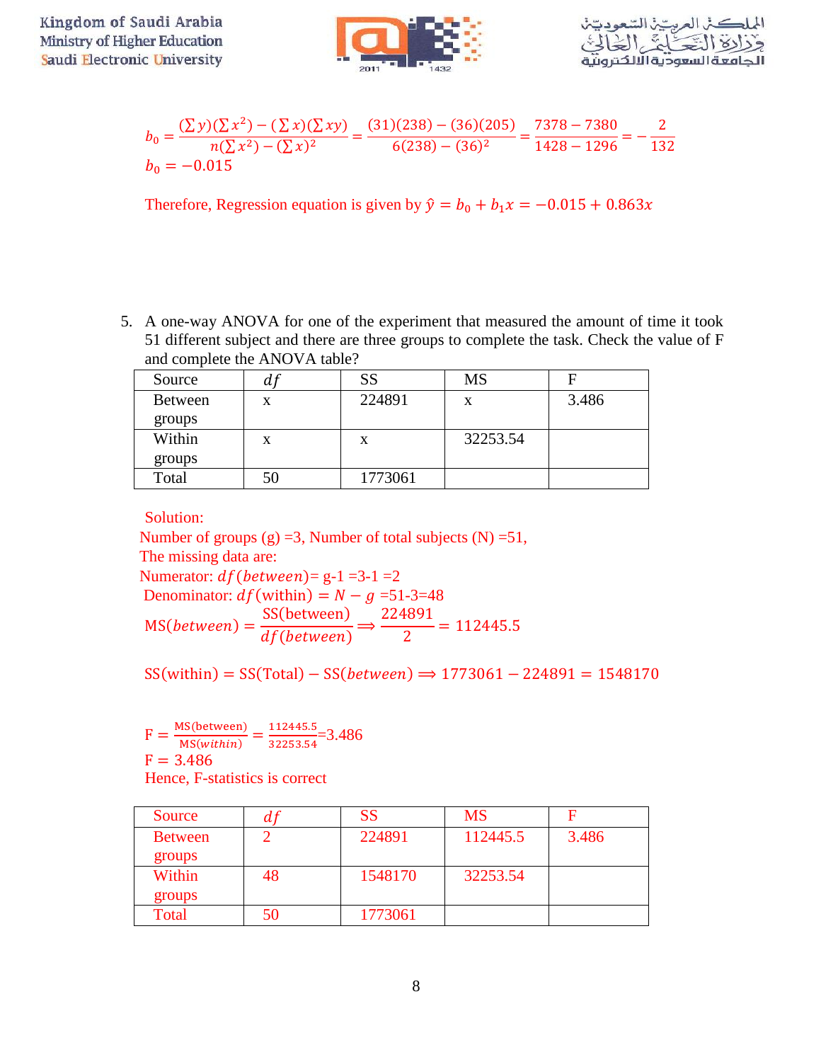$$b_0 = \frac{(\sum y)(\sum x^2) - (\sum x)(\sum xy)}{n(\sum x^2) - (\sum x)^2} = \frac{(31)(238) - (36)(205)}{6(238) - (36)^2} = \frac{7378 - 7380}{1428 - 1296} = -\frac{2}{132}$$

$$b_0 = -0.015$$

Therefore, Regression equation is given by $\hat{y} = b_0 + b_1 x = -0.015 + 0.863x$

5. A one-way ANOVA for one of the experiment that measured the amount of time it took 51 different subject and there are three groups to complete the task. Check the value of F and complete the ANOVA table?

| Source | $df$ | SS | MS | F |
|---|---|---|---|---|
| Between groups | x | 224891 | x | 3.486 |
| Within groups | x | x | 32253.54 | |
| Total | 50 | 1773061 | | |

Solution:

Number of groups (g) =3, Number of total subjects (N) =51,

The missing data are:

Numerator: $df(between)$= g-1 =3-1 =2

Denominator: $df(\text{within}) = N - g$ =51-3=48

$$\text{MS}(between) = \frac{\text{SS(between)}}{df(between)} \Rightarrow \frac{224891}{2} = 112445.5$$

$$\text{SS(within)} = \text{SS(Total)} - \text{SS}(between) \Rightarrow 1773061 - 224891 = 1548170$$

$$\text{F} = \frac{\text{MS(between)}}{\text{MS}(within)} = \frac{112445.5}{32253.54} = 3.486$$

$\text{F} = 3.486$

Hence, F-statistics is correct

| Source | $df$ | SS | MS | F |
|---|---|---|---|---|
| Between groups | 2 | 224891 | 112445.5 | 3.486 |
| Within groups | 48 | 1548170 | 32253.54 | |
| Total | 50 | 1773061 | | |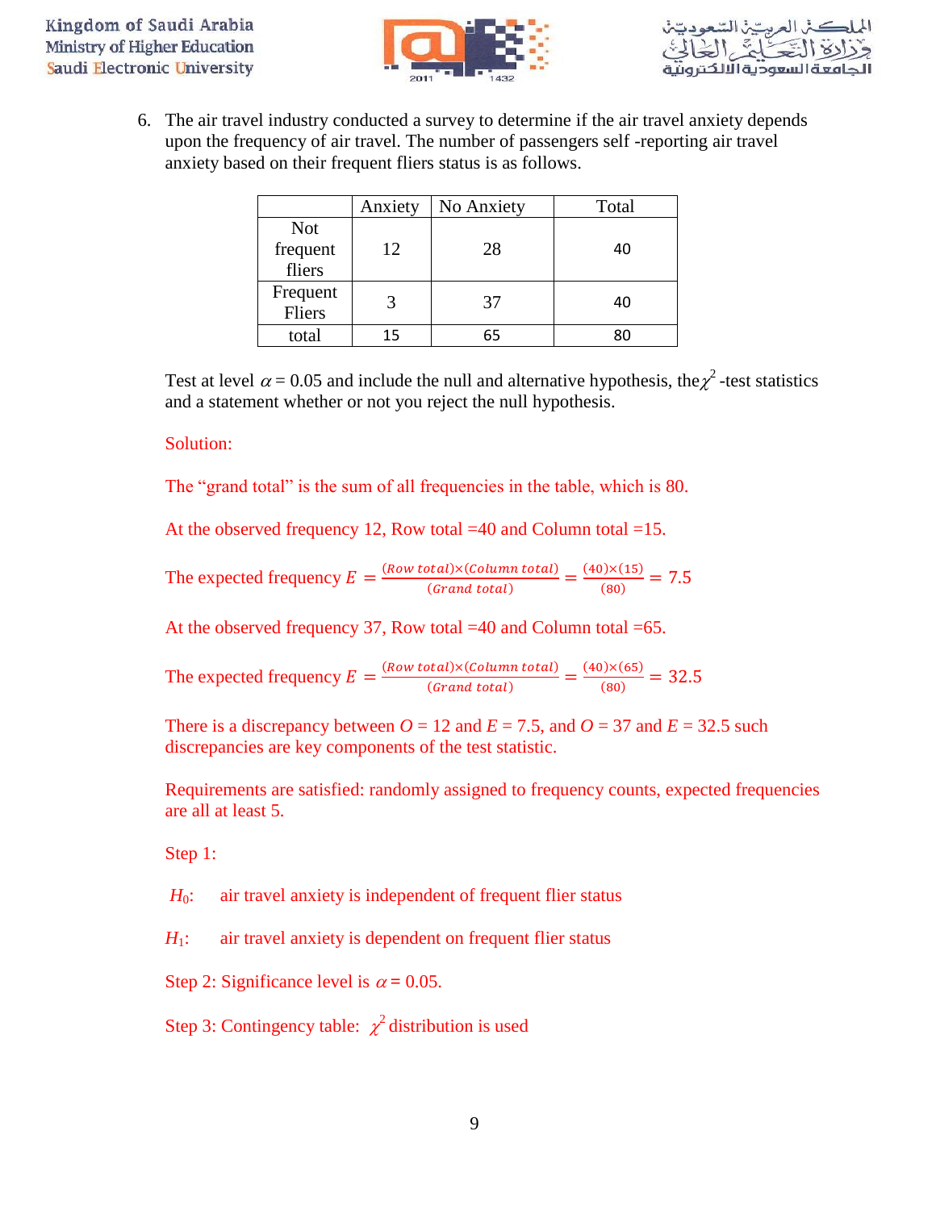6. The air travel industry conducted a survey to determine if the air travel anxiety depends upon the frequency of air travel. The number of passengers self -reporting air travel anxiety based on their frequent fliers status is as follows.

| | Anxiety | No Anxiety | Total |
|---|---|---|---|
| Not frequent fliers | 12 | 28 | 40 |
| Frequent Fliers | 3 | 37 | 40 |
| total | 15 | 65 | 80 |

Test at level $\alpha = 0.05$ and include the null and alternative hypothesis, the $\chi^2$ -test statistics and a statement whether or not you reject the null hypothesis.

Solution:

The "grand total" is the sum of all frequencies in the table, which is 80.

At the observed frequency 12, Row total =40 and Column total =15.

The expected frequency $E = \frac{(Row\ total)\times(Column\ total)}{(Grand\ total)} = \frac{(40)\times(15)}{(80)} = 7.5$

At the observed frequency 37, Row total =40 and Column total =65.

The expected frequency $E = \frac{(Row\ total)\times(Column\ total)}{(Grand\ total)} = \frac{(40)\times(65)}{(80)} = 32.5$

There is a discrepancy between $O = 12$ and $E = 7.5$, and $O = 37$ and $E = 32.5$ such discrepancies are key components of the test statistic.

Requirements are satisfied: randomly assigned to frequency counts, expected frequencies are all at least 5.

Step 1:

$H_0$: air travel anxiety is independent of frequent flier status

$H_1$: air travel anxiety is dependent on frequent flier status

Step 2: Significance level is $\alpha = 0.05$.

Step 3: Contingency table: $\chi^2$ distribution is used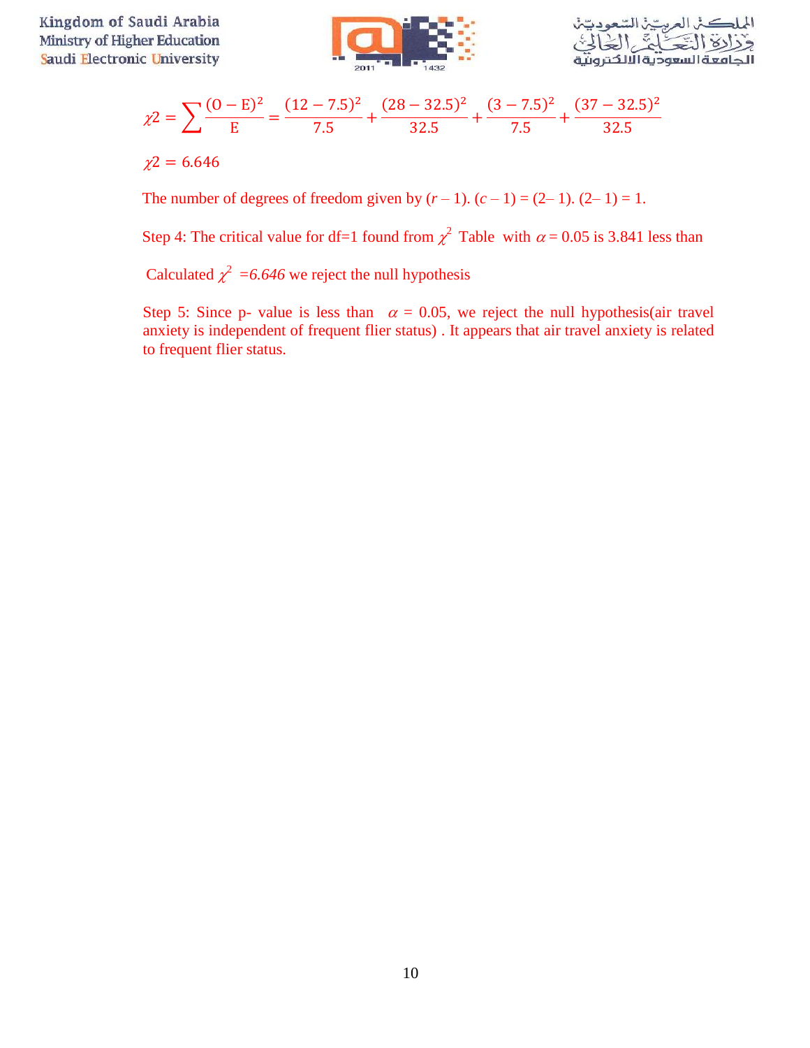$$\chi 2 = \sum \frac{(\mathrm{O} - \mathrm{E})^2}{\mathrm{E}} = \frac{(12 - 7.5)^2}{7.5} + \frac{(28 - 32.5)^2}{32.5} + \frac{(3 - 7.5)^2}{7.5} + \frac{(37 - 32.5)^2}{32.5}$$

$$\chi 2 = 6.646$$

The number of degrees of freedom given by $(r - 1).\ (c - 1) = (2 - 1).\ (2 - 1) = 1$.

Step 4: The critical value for df=1 found from $\chi^2$ Table with $\alpha = 0.05$ is 3.841 less than

Calculated $\chi^2$ =*6.646* we reject the null hypothesis

Step 5: Since p- value is less than $\alpha = 0.05$, we reject the null hypothesis(air travel anxiety is independent of frequent flier status) . It appears that air travel anxiety is related to frequent flier status.